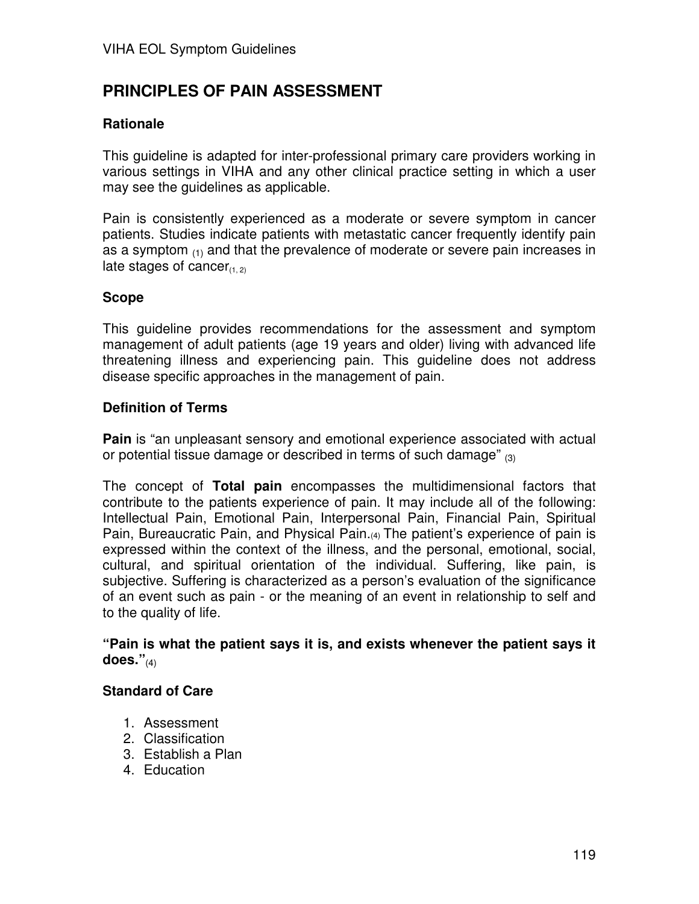# PRINCIPLES OF PAIN ASSESSMENT

### Rationale

This guideline is adapted for inter-professional primary care providers working in various settings in VIHA and any other clinical practice setting in which a user may see the guidelines as applicable.

Pain is consistently experienced as a moderate or severe symptom in cancer patients. Studies indicate patients with metastatic cancer frequently identify pain as a symptom [(1)] and that the prevalence of moderate or severe pain increases in late stages of cancer[(1, 2)]

### Scope

This guideline provides recommendations for the assessment and symptom management of adult patients (age 19 years and older) living with advanced life threatening illness and experiencing pain. This guideline does not address disease specific approaches in the management of pain.

### Definition of Terms

**Pain** is "an unpleasant sensory and emotional experience associated with actual or potential tissue damage or described in terms of such damage" [(3)]

The concept of **Total pain** encompasses the multidimensional factors that contribute to the patients experience of pain. It may include all of the following: Intellectual Pain, Emotional Pain, Interpersonal Pain, Financial Pain, Spiritual Pain, Bureaucratic Pain, and Physical Pain.[(4)] The patient's experience of pain is expressed within the context of the illness, and the personal, emotional, social, cultural, and spiritual orientation of the individual. Suffering, like pain, is subjective. Suffering is characterized as a person's evaluation of the significance of an event such as pain - or the meaning of an event in relationship to self and to the quality of life.

**"Pain is what the patient says it is, and exists whenever the patient says it does."**[(4)]

### Standard of Care

1. Assessment
2. Classification
3. Establish a Plan
4. Education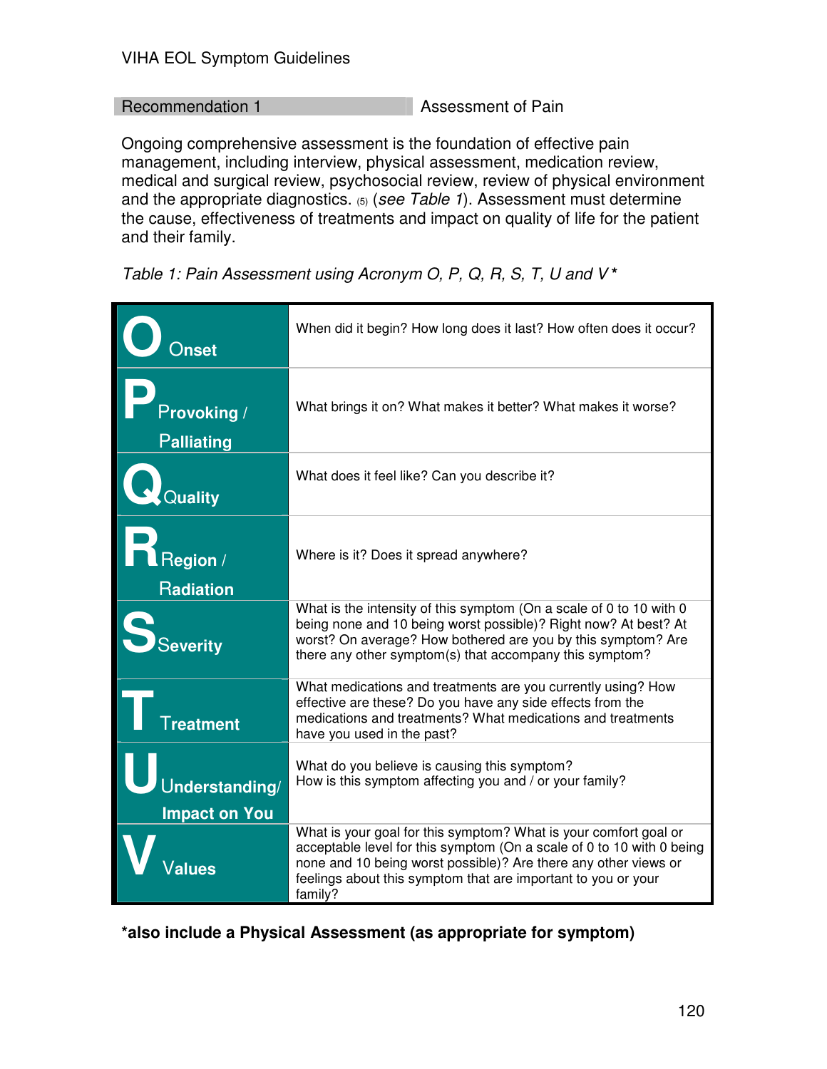## Recommendation 1 — Assessment of Pain

Ongoing comprehensive assessment is the foundation of effective pain management, including interview, physical assessment, medication review, medical and surgical review, psychosocial review, review of physical environment and the appropriate diagnostics. (5) (*see Table 1*). Assessment must determine the cause, effectiveness of treatments and impact on quality of life for the patient and their family.

*Table 1: Pain Assessment using Acronym O, P, Q, R, S, T, U and V\**

| | |
|---|---|
| **O** Onset | When did it begin? How long does it last? How often does it occur? |
| **P** Provoking / Palliating | What brings it on? What makes it better? What makes it worse? |
| **Q** Quality | What does it feel like? Can you describe it? |
| **R** Region / Radiation | Where is it? Does it spread anywhere? |
| **S** Severity | What is the intensity of this symptom (On a scale of 0 to 10 with 0 being none and 10 being worst possible)? Right now? At best? At worst? On average? How bothered are you by this symptom? Are there any other symptom(s) that accompany this symptom? |
| **T** Treatment | What medications and treatments are you currently using? How effective are these? Do you have any side effects from the medications and treatments? What medications and treatments have you used in the past? |
| **U** Understanding/ Impact on You | What do you believe is causing this symptom? How is this symptom affecting you and / or your family? |
| **V** Values | What is your goal for this symptom? What is your comfort goal or acceptable level for this symptom (On a scale of 0 to 10 with 0 being none and 10 being worst possible)? Are there any other views or feelings about this symptom that are important to you or your family? |

**\*also include a Physical Assessment (as appropriate for symptom)**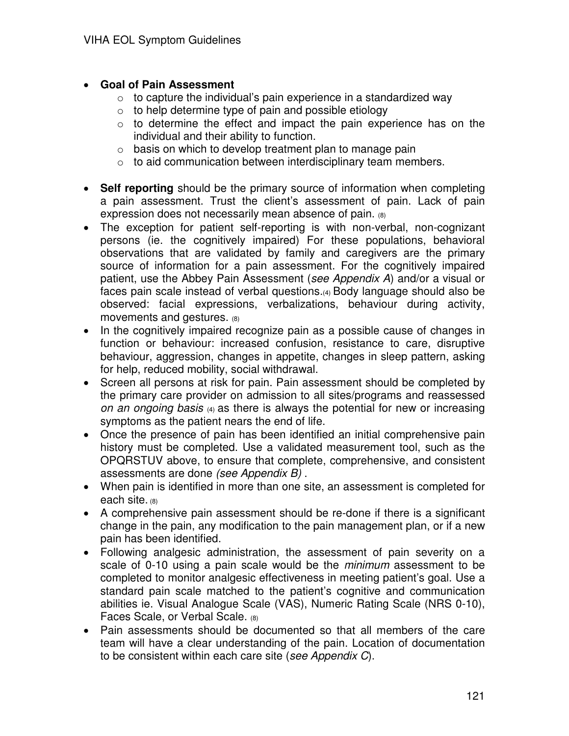- **Goal of Pain Assessment**
  - to capture the individual's pain experience in a standardized way
  - to help determine type of pain and possible etiology
  - to determine the effect and impact the pain experience has on the individual and their ability to function.
  - basis on which to develop treatment plan to manage pain
  - to aid communication between interdisciplinary team members.

- **Self reporting** should be the primary source of information when completing a pain assessment. Trust the client's assessment of pain. Lack of pain expression does not necessarily mean absence of pain. (8)
- The exception for patient self-reporting is with non-verbal, non-cognizant persons (ie. the cognitively impaired) For these populations, behavioral observations that are validated by family and caregivers are the primary source of information for a pain assessment. For the cognitively impaired patient, use the Abbey Pain Assessment (*see Appendix A*) and/or a visual or faces pain scale instead of verbal questions.(4) Body language should also be observed: facial expressions, verbalizations, behaviour during activity, movements and gestures. (8)
- In the cognitively impaired recognize pain as a possible cause of changes in function or behaviour: increased confusion, resistance to care, disruptive behaviour, aggression, changes in appetite, changes in sleep pattern, asking for help, reduced mobility, social withdrawal.
- Screen all persons at risk for pain. Pain assessment should be completed by the primary care provider on admission to all sites/programs and reassessed *on an ongoing basis* (4) as there is always the potential for new or increasing symptoms as the patient nears the end of life.
- Once the presence of pain has been identified an initial comprehensive pain history must be completed. Use a validated measurement tool, such as the OPQRSTUV above, to ensure that complete, comprehensive, and consistent assessments are done *(see Appendix B)* .
- When pain is identified in more than one site, an assessment is completed for each site. (8)
- A comprehensive pain assessment should be re-done if there is a significant change in the pain, any modification to the pain management plan, or if a new pain has been identified.
- Following analgesic administration, the assessment of pain severity on a scale of 0-10 using a pain scale would be the *minimum* assessment to be completed to monitor analgesic effectiveness in meeting patient's goal. Use a standard pain scale matched to the patient's cognitive and communication abilities ie. Visual Analogue Scale (VAS), Numeric Rating Scale (NRS 0-10), Faces Scale, or Verbal Scale. (8)
- Pain assessments should be documented so that all members of the care team will have a clear understanding of the pain. Location of documentation to be consistent within each care site (*see Appendix C*).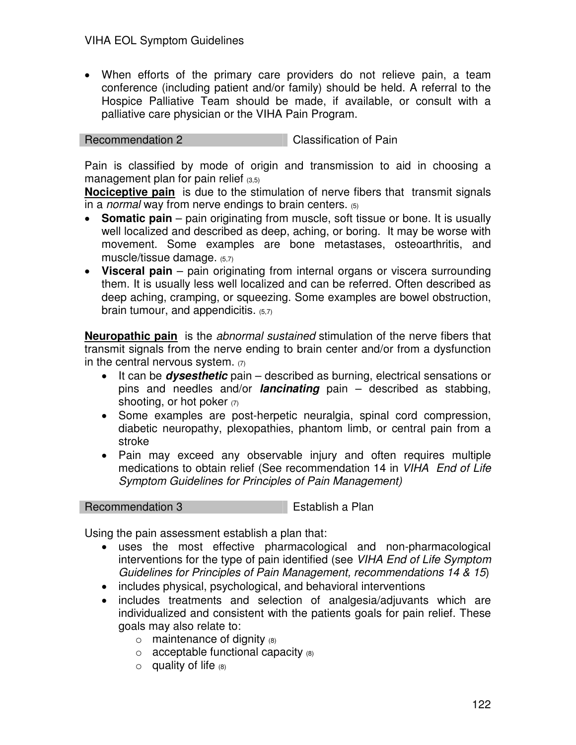- When efforts of the primary care providers do not relieve pain, a team conference (including patient and/or family) should be held. A referral to the Hospice Palliative Team should be made, if available, or consult with a palliative care physician or the VIHA Pain Program.

## Recommendation 2 — Classification of Pain

Pain is classified by mode of origin and transmission to aid in choosing a management plan for pain relief (3,5)

**Nociceptive pain** is due to the stimulation of nerve fibers that transmit signals in a *normal* way from nerve endings to brain centers. (5)

- **Somatic pain** – pain originating from muscle, soft tissue or bone. It is usually well localized and described as deep, aching, or boring. It may be worse with movement. Some examples are bone metastases, osteoarthritis, and muscle/tissue damage. (5,7)
- **Visceral pain** – pain originating from internal organs or viscera surrounding them. It is usually less well localized and can be referred. Often described as deep aching, cramping, or squeezing. Some examples are bowel obstruction, brain tumour, and appendicitis. (5,7)

**Neuropathic pain** is the *abnormal sustained* stimulation of the nerve fibers that transmit signals from the nerve ending to brain center and/or from a dysfunction in the central nervous system. (7)

- It can be ***dysesthetic*** pain – described as burning, electrical sensations or pins and needles and/or ***lancinating*** pain – described as stabbing, shooting, or hot poker (7)
- Some examples are post-herpetic neuralgia, spinal cord compression, diabetic neuropathy, plexopathies, phantom limb, or central pain from a stroke
- Pain may exceed any observable injury and often requires multiple medications to obtain relief (See recommendation 14 in *VIHA End of Life Symptom Guidelines for Principles of Pain Management)*

## Recommendation 3 — Establish a Plan

Using the pain assessment establish a plan that:

- uses the most effective pharmacological and non-pharmacological interventions for the type of pain identified (see *VIHA End of Life Symptom Guidelines for Principles of Pain Management, recommendations 14 & 15*)
- includes physical, psychological, and behavioral interventions
- includes treatments and selection of analgesia/adjuvants which are individualized and consistent with the patients goals for pain relief. These goals may also relate to:
  - maintenance of dignity (8)
  - acceptable functional capacity (8)
  - quality of life (8)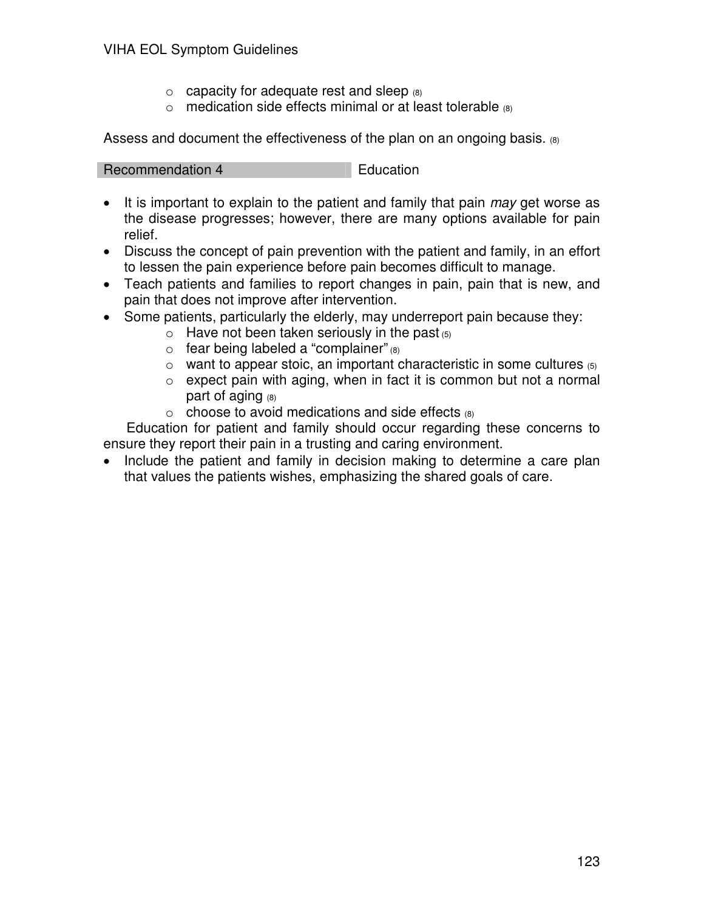- capacity for adequate rest and sleep (8)
- medication side effects minimal or at least tolerable (8)

Assess and document the effectiveness of the plan on an ongoing basis. (8)

| Recommendation 4 | Education |
|---|---|

- It is important to explain to the patient and family that pain *may* get worse as the disease progresses; however, there are many options available for pain relief.
- Discuss the concept of pain prevention with the patient and family, in an effort to lessen the pain experience before pain becomes difficult to manage.
- Teach patients and families to report changes in pain, pain that is new, and pain that does not improve after intervention.
- Some patients, particularly the elderly, may underreport pain because they:
  - Have not been taken seriously in the past (5)
  - fear being labeled a "complainer" (8)
  - want to appear stoic, an important characteristic in some cultures (5)
  - expect pain with aging, when in fact it is common but not a normal part of aging (8)
  - choose to avoid medications and side effects (8)

  Education for patient and family should occur regarding these concerns to ensure they report their pain in a trusting and caring environment.
- Include the patient and family in decision making to determine a care plan that values the patients wishes, emphasizing the shared goals of care.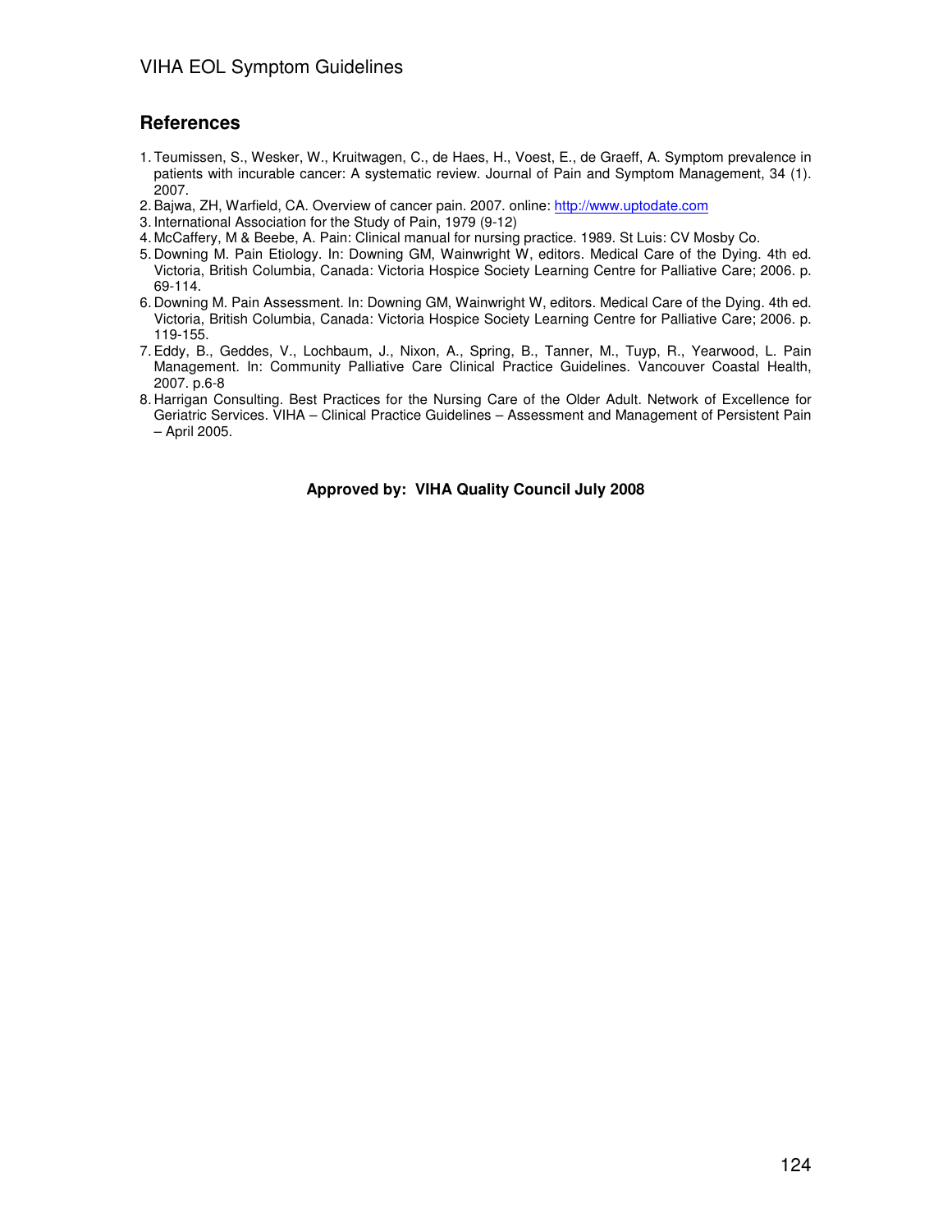## References

1. Teumissen, S., Wesker, W., Kruitwagen, C., de Haes, H., Voest, E., de Graeff, A. Symptom prevalence in patients with incurable cancer: A systematic review. Journal of Pain and Symptom Management, 34 (1). 2007.
2. Bajwa, ZH, Warfield, CA. Overview of cancer pain. 2007. online: http://www.uptodate.com
3. International Association for the Study of Pain, 1979 (9-12)
4. McCaffery, M & Beebe, A. Pain: Clinical manual for nursing practice. 1989. St Luis: CV Mosby Co.
5. Downing M. Pain Etiology. In: Downing GM, Wainwright W, editors. Medical Care of the Dying. 4th ed. Victoria, British Columbia, Canada: Victoria Hospice Society Learning Centre for Palliative Care; 2006. p. 69-114.
6. Downing M. Pain Assessment. In: Downing GM, Wainwright W, editors. Medical Care of the Dying. 4th ed. Victoria, British Columbia, Canada: Victoria Hospice Society Learning Centre for Palliative Care; 2006. p. 119-155.
7. Eddy, B., Geddes, V., Lochbaum, J., Nixon, A., Spring, B., Tanner, M., Tuyp, R., Yearwood, L. Pain Management. In: Community Palliative Care Clinical Practice Guidelines. Vancouver Coastal Health, 2007. p.6-8
8. Harrigan Consulting. Best Practices for the Nursing Care of the Older Adult. Network of Excellence for Geriatric Services. VIHA – Clinical Practice Guidelines – Assessment and Management of Persistent Pain – April 2005.

**Approved by: VIHA Quality Council July 2008**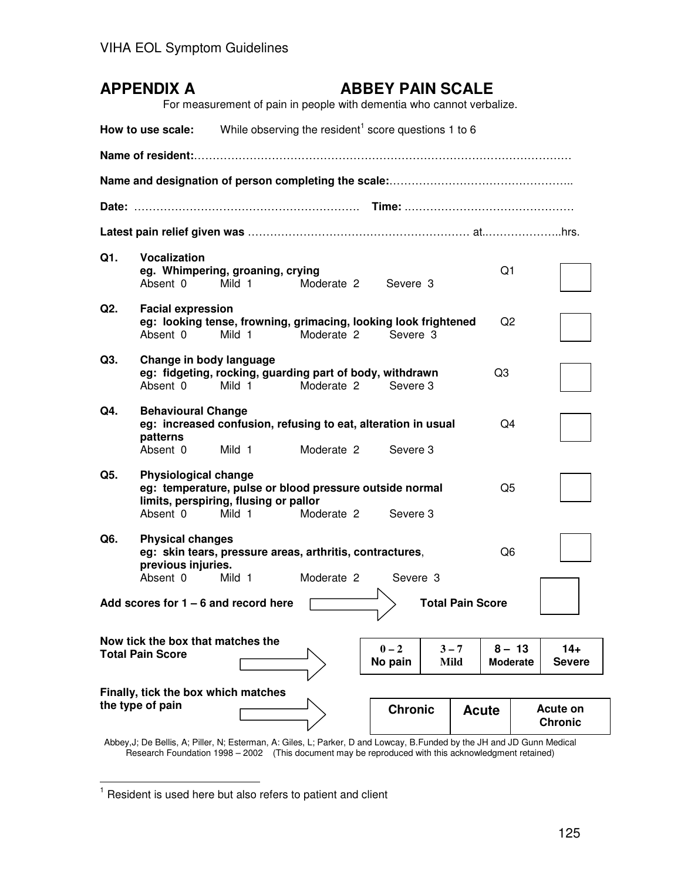## APPENDIX A ABBEY PAIN SCALE

For measurement of pain in people with dementia who cannot verbalize.

**How to use scale:** While observing the resident[1] score questions 1 to 6

**Name of resident:**………………………………………………………………………………………

**Name and designation of person completing the scale:**…………………………………………..

**Date:** ……………………………………………………. **Time:** ………………………………………

**Latest pain relief given was** …………………………………………………… at.………………..hrs.

**Q1. Vocalization**
**eg. Whimpering, groaning, crying** Q1 ☐
Absent 0 Mild 1 Moderate 2 Severe 3

**Q2. Facial expression**
**eg: looking tense, frowning, grimacing, looking look frightened** Q2 ☐
Absent 0 Mild 1 Moderate 2 Severe 3

**Q3. Change in body language**
**eg: fidgeting, rocking, guarding part of body, withdrawn** Q3 ☐
Absent 0 Mild 1 Moderate 2 Severe 3

**Q4. Behavioural Change**
**eg: increased confusion, refusing to eat, alteration in usual patterns** Q4 ☐
Absent 0 Mild 1 Moderate 2 Severe 3

**Q5. Physiological change**
**eg: temperature, pulse or blood pressure outside normal limits, perspiring, flusing or pallor** Q5 ☐
Absent 0 Mild 1 Moderate 2 Severe 3

**Q6. Physical changes**
**eg: skin tears, pressure areas, arthritis, contractures, previous injuries.** Q6 ☐
Absent 0 Mild 1 Moderate 2 Severe 3

**Add scores for 1 – 6 and record here** ⇨ **Total Pain Score** ☐

**Now tick the box that matches the Total Pain Score** ⇨

| 0 – 2 No pain | 3 – 7 Mild | 8 – 13 Moderate | 14+ Severe |
|---|---|---|---|

**Finally, tick the box which matches the type of pain** ⇨

| Chronic | Acute | Acute on Chronic |
|---|---|---|

Abbey,J; De Bellis, A; Piller, N; Esterman, A: Giles, L; Parker, D and Lowcay, B.Funded by the JH and JD Gunn Medical Research Foundation 1998 – 2002 (This document may be reproduced with this acknowledgment retained)

[1] Resident is used here but also refers to patient and client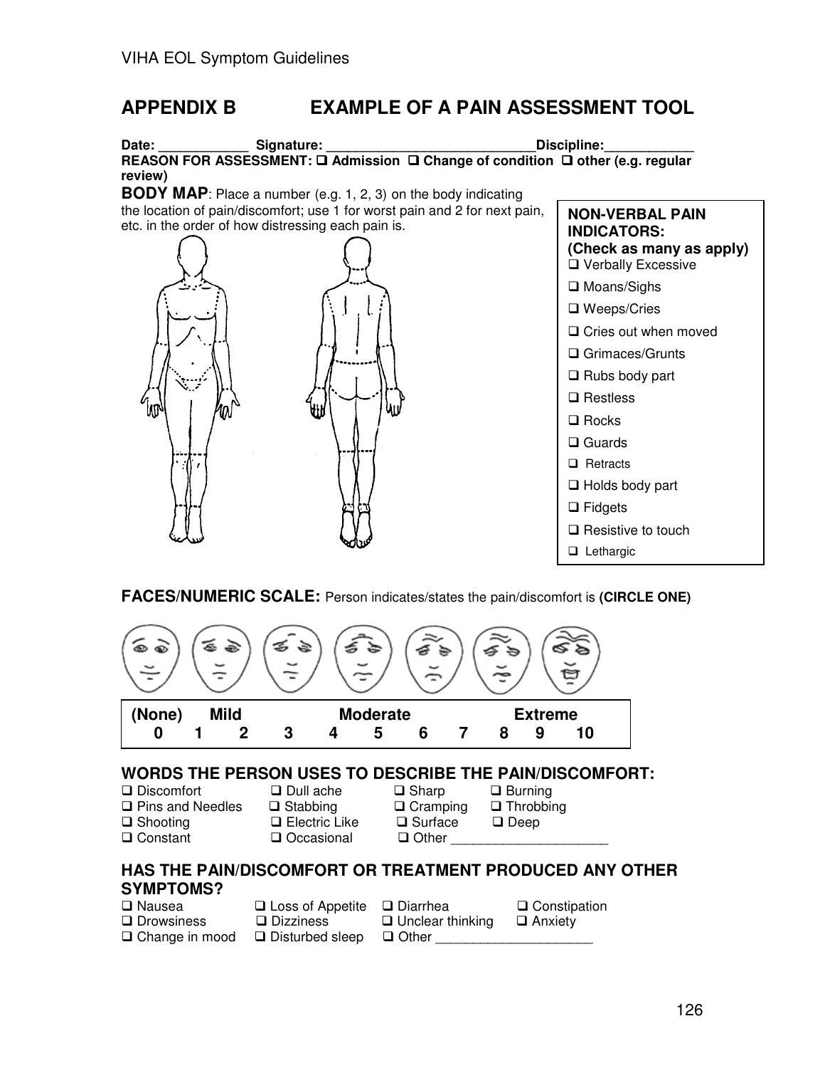# APPENDIX B EXAMPLE OF A PAIN ASSESSMENT TOOL

**Date:** ____________ **Signature:** ____________________________ **Discipline:** ____________

**REASON FOR ASSESSMENT:** ❑ Admission ❑ Change of condition ❑ other (e.g. regular review)

**BODY MAP**: Place a number (e.g. 1, 2, 3) on the body indicating the location of pain/discomfort; use 1 for worst pain and 2 for next pain, etc. in the order of how distressing each pain is.

**NON-VERBAL PAIN INDICATORS: (Check as many as apply)**

- ❑ Verbally Excessive
- ❑ Moans/Sighs
- ❑ Weeps/Cries
- ❑ Cries out when moved
- ❑ Grimaces/Grunts
- ❑ Rubs body part
- ❑ Restless
- ❑ Rocks
- ❑ Guards
- ❑ Retracts
- ❑ Holds body part
- ❑ Fidgets
- ❑ Resistive to touch
- ❑ Lethargic

**FACES/NUMERIC SCALE:** Person indicates/states the pain/discomfort is **(CIRCLE ONE)**

| (None) | | Mild | | | Moderate | | | | Extreme | |
|---|---|---|---|---|---|---|---|---|---|---|
| 0 | 1 | 2 | 3 | 4 | 5 | 6 | 7 | 8 | 9 | 10 |

## WORDS THE PERSON USES TO DESCRIBE THE PAIN/DISCOMFORT:

| | | | |
|---|---|---|---|
| ❑ Discomfort | ❑ Dull ache | ❑ Sharp | ❑ Burning |
| ❑ Pins and Needles | ❑ Stabbing | ❑ Cramping | ❑ Throbbing |
| ❑ Shooting | ❑ Electric Like | ❑ Surface | ❑ Deep |
| ❑ Constant | ❑ Occasional | ❑ Other ____________________ | |

## HAS THE PAIN/DISCOMFORT OR TREATMENT PRODUCED ANY OTHER SYMPTOMS?

| | | | |
|---|---|---|---|
| ❑ Nausea | ❑ Loss of Appetite | ❑ Diarrhea | ❑ Constipation |
| ❑ Drowsiness | ❑ Dizziness | ❑ Unclear thinking | ❑ Anxiety |
| ❑ Change in mood | ❑ Disturbed sleep | ❑ Other ____________________ | |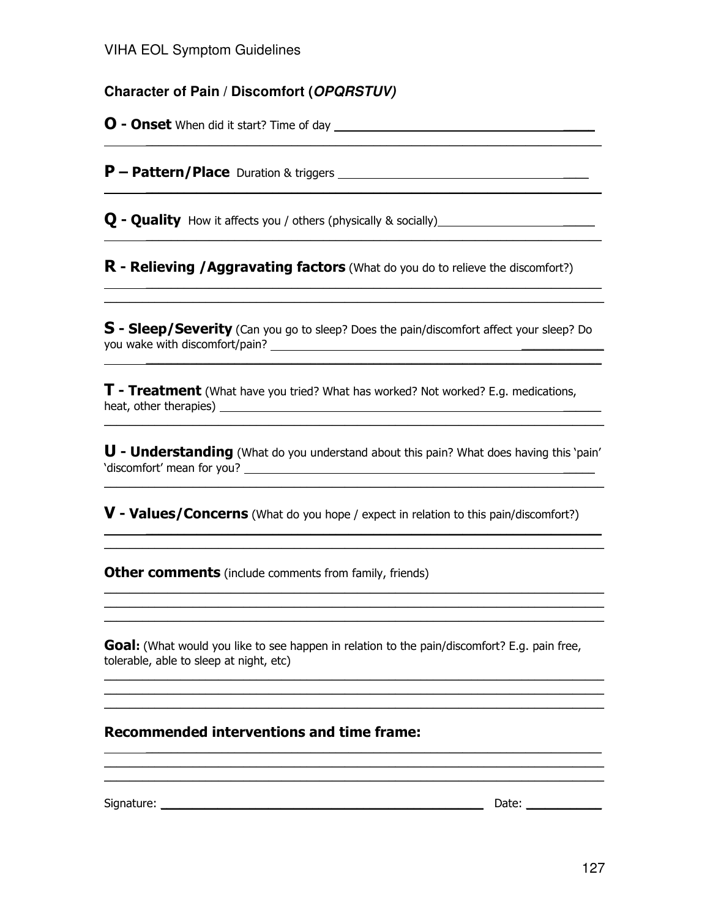## Character of Pain / Discomfort (***OPQRSTUV)***

**O - Onset** When did it start? Time of day

**P – Pattern/Place** Duration & triggers

**Q - Quality** How it affects you / others (physically & socially)

**R - Relieving /Aggravating factors** (What do you do to relieve the discomfort?)

**S - Sleep/Severity** (Can you go to sleep? Does the pain/discomfort affect your sleep? Do you wake with discomfort/pain?

**T - Treatment** (What have you tried? What has worked? Not worked? E.g. medications, heat, other therapies)

**U - Understanding** (What do you understand about this pain? What does having this 'pain' 'discomfort' mean for you?

**V - Values/Concerns** (What do you hope / expect in relation to this pain/discomfort?)

**Other comments** (include comments from family, friends)

**Goal:** (What would you like to see happen in relation to the pain/discomfort? E.g. pain free, tolerable, able to sleep at night, etc)

### Recommended interventions and time frame:

Signature: Date: